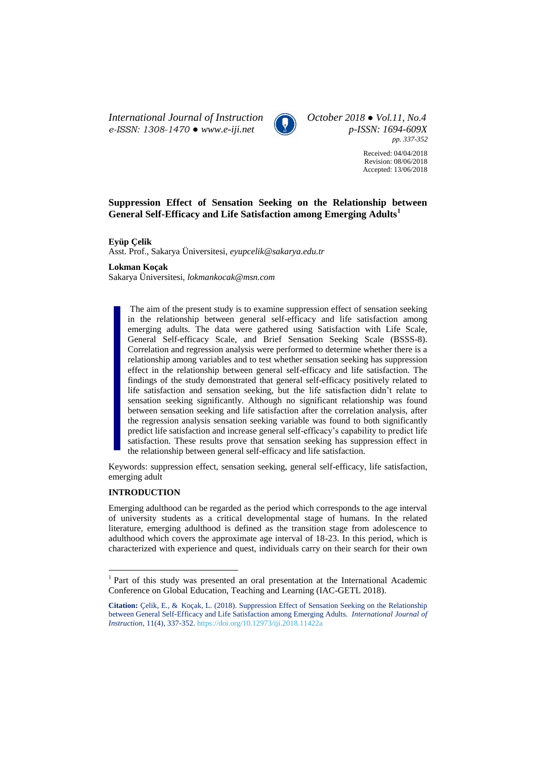Received: 04/04/2018
Revision: 08/06/2018
Accepted: 13/06/2018

# Suppression Effect of Sensation Seeking on the Relationship between General Self-Efficacy and Life Satisfaction among Emerging Adults[1]

**Eyüp Çelik**
Asst. Prof., Sakarya Üniversitesi, *eyupcelik@sakarya.edu.tr*

**Lokman Koçak**
Sakarya Üniversitesi, *lokmankocak@msn.com*

The aim of the present study is to examine suppression effect of sensation seeking in the relationship between general self-efficacy and life satisfaction among emerging adults. The data were gathered using Satisfaction with Life Scale, General Self-efficacy Scale, and Brief Sensation Seeking Scale (BSSS-8). Correlation and regression analysis were performed to determine whether there is a relationship among variables and to test whether sensation seeking has suppression effect in the relationship between general self-efficacy and life satisfaction. The findings of the study demonstrated that general self-efficacy positively related to life satisfaction and sensation seeking, but the life satisfaction didn't relate to sensation seeking significantly. Although no significant relationship was found between sensation seeking and life satisfaction after the correlation analysis, after the regression analysis sensation seeking variable was found to both significantly predict life satisfaction and increase general self-efficacy's capability to predict life satisfaction. These results prove that sensation seeking has suppression effect in the relationship between general self-efficacy and life satisfaction.

Keywords: suppression effect, sensation seeking, general self-efficacy, life satisfaction, emerging adult

## INTRODUCTION

Emerging adulthood can be regarded as the period which corresponds to the age interval of university students as a critical developmental stage of humans. In the related literature, emerging adulthood is defined as the transition stage from adolescence to adulthood which covers the approximate age interval of 18-23. In this period, which is characterized with experience and quest, individuals carry on their search for their own

---

[1] Part of this study was presented an oral presentation at the International Academic Conference on Global Education, Teaching and Learning (IAC-GETL 2018).

**Citation:** Çelik, E., & Koçak, L. (2018). Suppression Effect of Sensation Seeking on the Relationship between General Self-Efficacy and Life Satisfaction among Emerging Adults. *International Journal of Instruction*, 11(4), 337-352. https://doi.org/10.12973/iji.2018.11422a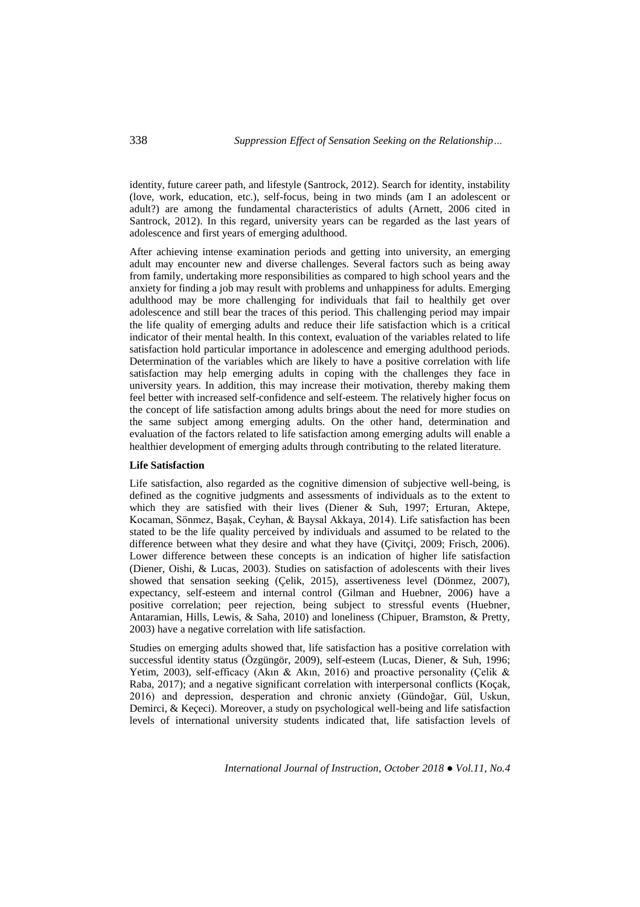identity, future career path, and lifestyle (Santrock, 2012). Search for identity, instability (love, work, education, etc.), self-focus, being in two minds (am I an adolescent or adult?) are among the fundamental characteristics of adults (Arnett, 2006 cited in Santrock, 2012). In this regard, university years can be regarded as the last years of adolescence and first years of emerging adulthood.

After achieving intense examination periods and getting into university, an emerging adult may encounter new and diverse challenges. Several factors such as being away from family, undertaking more responsibilities as compared to high school years and the anxiety for finding a job may result with problems and unhappiness for adults. Emerging adulthood may be more challenging for individuals that fail to healthily get over adolescence and still bear the traces of this period. This challenging period may impair the life quality of emerging adults and reduce their life satisfaction which is a critical indicator of their mental health. In this context, evaluation of the variables related to life satisfaction hold particular importance in adolescence and emerging adulthood periods. Determination of the variables which are likely to have a positive correlation with life satisfaction may help emerging adults in coping with the challenges they face in university years. In addition, this may increase their motivation, thereby making them feel better with increased self-confidence and self-esteem. The relatively higher focus on the concept of life satisfaction among adults brings about the need for more studies on the same subject among emerging adults. On the other hand, determination and evaluation of the factors related to life satisfaction among emerging adults will enable a healthier development of emerging adults through contributing to the related literature.

**Life Satisfaction**

Life satisfaction, also regarded as the cognitive dimension of subjective well-being, is defined as the cognitive judgments and assessments of individuals as to the extent to which they are satisfied with their lives (Diener & Suh, 1997; Erturan, Aktepe, Kocaman, Sönmez, Başak, Ceyhan, & Baysal Akkaya, 2014). Life satisfaction has been stated to be the life quality perceived by individuals and assumed to be related to the difference between what they desire and what they have (Çivitçi, 2009; Frisch, 2006). Lower difference between these concepts is an indication of higher life satisfaction (Diener, Oishi, & Lucas, 2003). Studies on satisfaction of adolescents with their lives showed that sensation seeking (Çelik, 2015), assertiveness level (Dönmez, 2007), expectancy, self-esteem and internal control (Gilman and Huebner, 2006) have a positive correlation; peer rejection, being subject to stressful events (Huebner, Antaramian, Hills, Lewis, & Saha, 2010) and loneliness (Chipuer, Bramston, & Pretty, 2003) have a negative correlation with life satisfaction.

Studies on emerging adults showed that, life satisfaction has a positive correlation with successful identity status (Özgüngör, 2009), self-esteem (Lucas, Diener, & Suh, 1996; Yetim, 2003), self-efficacy (Akın & Akın, 2016) and proactive personality (Çelik & Raba, 2017); and a negative significant correlation with interpersonal conflicts (Koçak, 2016) and depression, desperation and chronic anxiety (Gündoğar, Gül, Uskun, Demirci, & Keçeci). Moreover, a study on psychological well-being and life satisfaction levels of international university students indicated that, life satisfaction levels of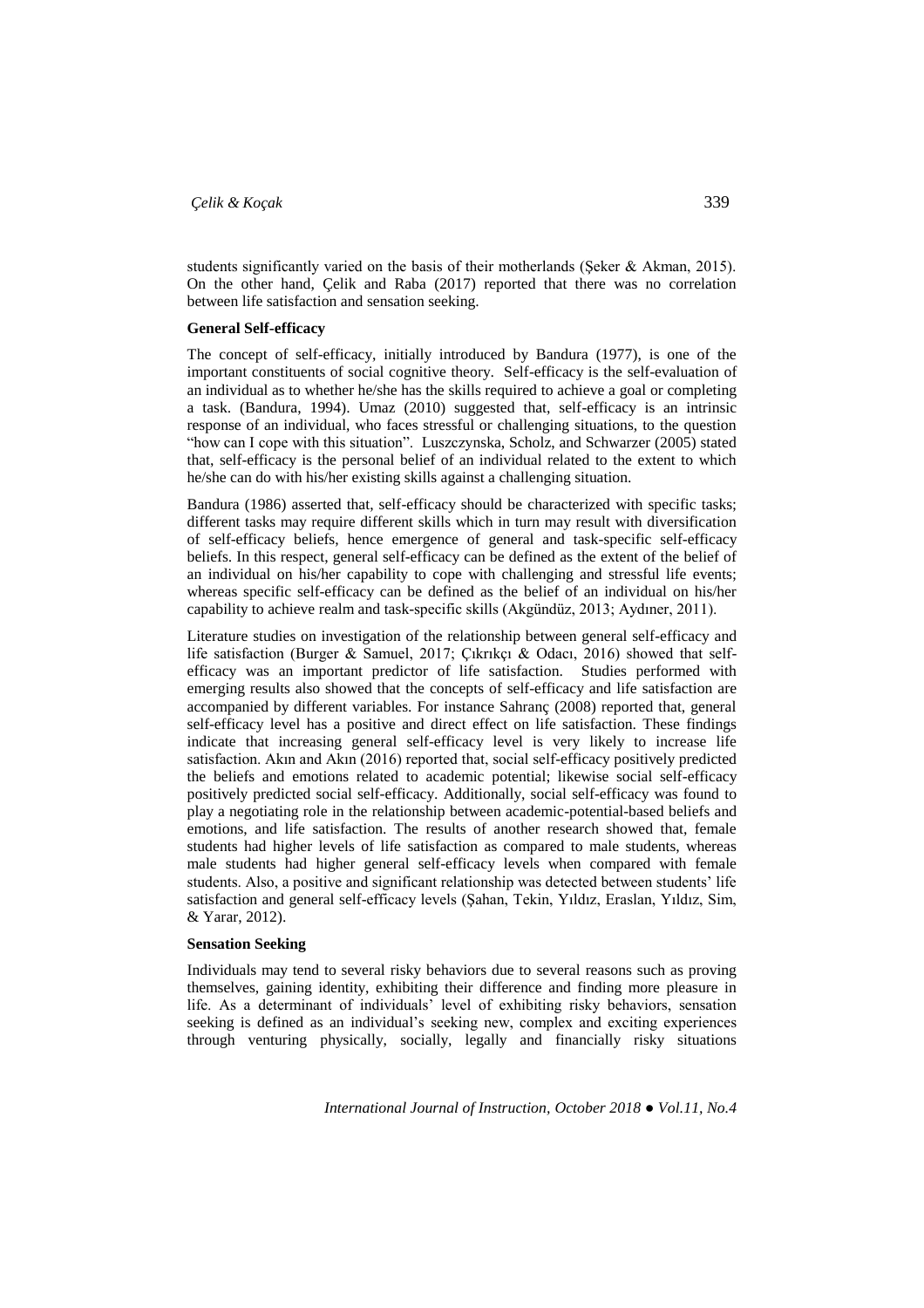students significantly varied on the basis of their motherlands (Şeker & Akman, 2015). On the other hand, Çelik and Raba (2017) reported that there was no correlation between life satisfaction and sensation seeking.

**General Self-efficacy**

The concept of self-efficacy, initially introduced by Bandura (1977), is one of the important constituents of social cognitive theory. Self-efficacy is the self-evaluation of an individual as to whether he/she has the skills required to achieve a goal or completing a task. (Bandura, 1994). Umaz (2010) suggested that, self-efficacy is an intrinsic response of an individual, who faces stressful or challenging situations, to the question "how can I cope with this situation". Luszczynska, Scholz, and Schwarzer (2005) stated that, self-efficacy is the personal belief of an individual related to the extent to which he/she can do with his/her existing skills against a challenging situation.

Bandura (1986) asserted that, self-efficacy should be characterized with specific tasks; different tasks may require different skills which in turn may result with diversification of self-efficacy beliefs, hence emergence of general and task-specific self-efficacy beliefs. In this respect, general self-efficacy can be defined as the extent of the belief of an individual on his/her capability to cope with challenging and stressful life events; whereas specific self-efficacy can be defined as the belief of an individual on his/her capability to achieve realm and task-specific skills (Akgündüz, 2013; Aydıner, 2011).

Literature studies on investigation of the relationship between general self-efficacy and life satisfaction (Burger & Samuel, 2017; Çıkrıkçı & Odacı, 2016) showed that self-efficacy was an important predictor of life satisfaction. Studies performed with emerging results also showed that the concepts of self-efficacy and life satisfaction are accompanied by different variables. For instance Sahranç (2008) reported that, general self-efficacy level has a positive and direct effect on life satisfaction. These findings indicate that increasing general self-efficacy level is very likely to increase life satisfaction. Akın and Akın (2016) reported that, social self-efficacy positively predicted the beliefs and emotions related to academic potential; likewise social self-efficacy positively predicted social self-efficacy. Additionally, social self-efficacy was found to play a negotiating role in the relationship between academic-potential-based beliefs and emotions, and life satisfaction. The results of another research showed that, female students had higher levels of life satisfaction as compared to male students, whereas male students had higher general self-efficacy levels when compared with female students. Also, a positive and significant relationship was detected between students' life satisfaction and general self-efficacy levels (Şahan, Tekin, Yıldız, Eraslan, Yıldız, Sim, & Yarar, 2012).

**Sensation Seeking**

Individuals may tend to several risky behaviors due to several reasons such as proving themselves, gaining identity, exhibiting their difference and finding more pleasure in life. As a determinant of individuals' level of exhibiting risky behaviors, sensation seeking is defined as an individual's seeking new, complex and exciting experiences through venturing physically, socially, legally and financially risky situations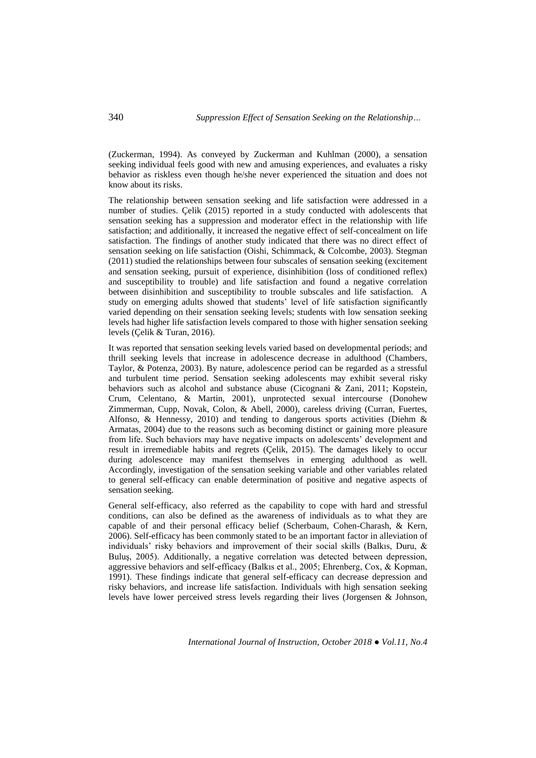(Zuckerman, 1994). As conveyed by Zuckerman and Kuhlman (2000), a sensation seeking individual feels good with new and amusing experiences, and evaluates a risky behavior as riskless even though he/she never experienced the situation and does not know about its risks.

The relationship between sensation seeking and life satisfaction were addressed in a number of studies. Çelik (2015) reported in a study conducted with adolescents that sensation seeking has a suppression and moderator effect in the relationship with life satisfaction; and additionally, it increased the negative effect of self-concealment on life satisfaction. The findings of another study indicated that there was no direct effect of sensation seeking on life satisfaction (Oishi, Schimmack, & Colcombe, 2003). Stegman (2011) studied the relationships between four subscales of sensation seeking (excitement and sensation seeking, pursuit of experience, disinhibition (loss of conditioned reflex) and susceptibility to trouble) and life satisfaction and found a negative correlation between disinhibition and susceptibility to trouble subscales and life satisfaction. A study on emerging adults showed that students' level of life satisfaction significantly varied depending on their sensation seeking levels; students with low sensation seeking levels had higher life satisfaction levels compared to those with higher sensation seeking levels (Çelik & Turan, 2016).

It was reported that sensation seeking levels varied based on developmental periods; and thrill seeking levels that increase in adolescence decrease in adulthood (Chambers, Taylor, & Potenza, 2003). By nature, adolescence period can be regarded as a stressful and turbulent time period. Sensation seeking adolescents may exhibit several risky behaviors such as alcohol and substance abuse (Cicognani & Zani, 2011; Kopstein, Crum, Celentano, & Martin, 2001), unprotected sexual intercourse (Donohew Zimmerman, Cupp, Novak, Colon, & Abell, 2000), careless driving (Curran, Fuertes, Alfonso, & Hennessy, 2010) and tending to dangerous sports activities (Diehm & Armatas, 2004) due to the reasons such as becoming distinct or gaining more pleasure from life. Such behaviors may have negative impacts on adolescents' development and result in irremediable habits and regrets (Çelik, 2015). The damages likely to occur during adolescence may manifest themselves in emerging adulthood as well. Accordingly, investigation of the sensation seeking variable and other variables related to general self-efficacy can enable determination of positive and negative aspects of sensation seeking.

General self-efficacy, also referred as the capability to cope with hard and stressful conditions, can also be defined as the awareness of individuals as to what they are capable of and their personal efficacy belief (Scherbaum, Cohen-Charash, & Kern, 2006). Self-efficacy has been commonly stated to be an important factor in alleviation of individuals' risky behaviors and improvement of their social skills (Balkıs, Duru, & Buluş, 2005). Additionally, a negative correlation was detected between depression, aggressive behaviors and self-efficacy (Balkıs et al., 2005; Ehrenberg, Cox, & Kopman, 1991). These findings indicate that general self-efficacy can decrease depression and risky behaviors, and increase life satisfaction. Individuals with high sensation seeking levels have lower perceived stress levels regarding their lives (Jorgensen & Johnson,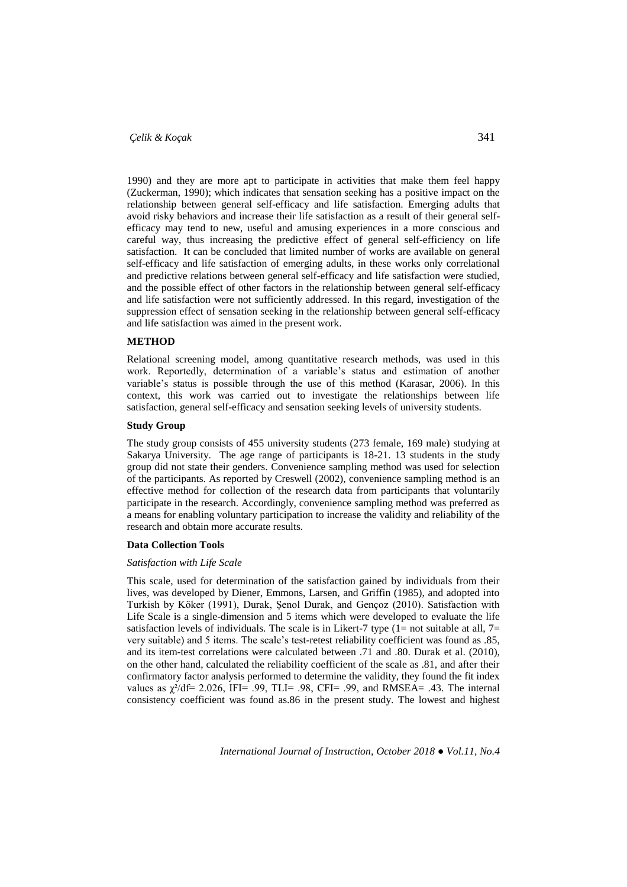1990) and they are more apt to participate in activities that make them feel happy (Zuckerman, 1990); which indicates that sensation seeking has a positive impact on the relationship between general self-efficacy and life satisfaction. Emerging adults that avoid risky behaviors and increase their life satisfaction as a result of their general self-efficacy may tend to new, useful and amusing experiences in a more conscious and careful way, thus increasing the predictive effect of general self-efficiency on life satisfaction. It can be concluded that limited number of works are available on general self-efficacy and life satisfaction of emerging adults, in these works only correlational and predictive relations between general self-efficacy and life satisfaction were studied, and the possible effect of other factors in the relationship between general self-efficacy and life satisfaction were not sufficiently addressed. In this regard, investigation of the suppression effect of sensation seeking in the relationship between general self-efficacy and life satisfaction was aimed in the present work.

## METHOD

Relational screening model, among quantitative research methods, was used in this work. Reportedly, determination of a variable's status and estimation of another variable's status is possible through the use of this method (Karasar, 2006). In this context, this work was carried out to investigate the relationships between life satisfaction, general self-efficacy and sensation seeking levels of university students.

### Study Group

The study group consists of 455 university students (273 female, 169 male) studying at Sakarya University. The age range of participants is 18-21. 13 students in the study group did not state their genders. Convenience sampling method was used for selection of the participants. As reported by Creswell (2002), convenience sampling method is an effective method for collection of the research data from participants that voluntarily participate in the research. Accordingly, convenience sampling method was preferred as a means for enabling voluntary participation to increase the validity and reliability of the research and obtain more accurate results.

### Data Collection Tools

#### *Satisfaction with Life Scale*

This scale, used for determination of the satisfaction gained by individuals from their lives, was developed by Diener, Emmons, Larsen, and Griffin (1985), and adopted into Turkish by Köker (1991), Durak, Şenol Durak, and Gençoz (2010). Satisfaction with Life Scale is a single-dimension and 5 items which were developed to evaluate the life satisfaction levels of individuals. The scale is in Likert-7 type (1= not suitable at all, 7= very suitable) and 5 items. The scale's test-retest reliability coefficient was found as .85, and its item-test correlations were calculated between .71 and .80. Durak et al. (2010), on the other hand, calculated the reliability coefficient of the scale as .81, and after their confirmatory factor analysis performed to determine the validity, they found the fit index values as $\chi^2/df$= 2.026, IFI= .99, TLI= .98, CFI= .99, and RMSEA= .43. The internal consistency coefficient was found as.86 in the present study. The lowest and highest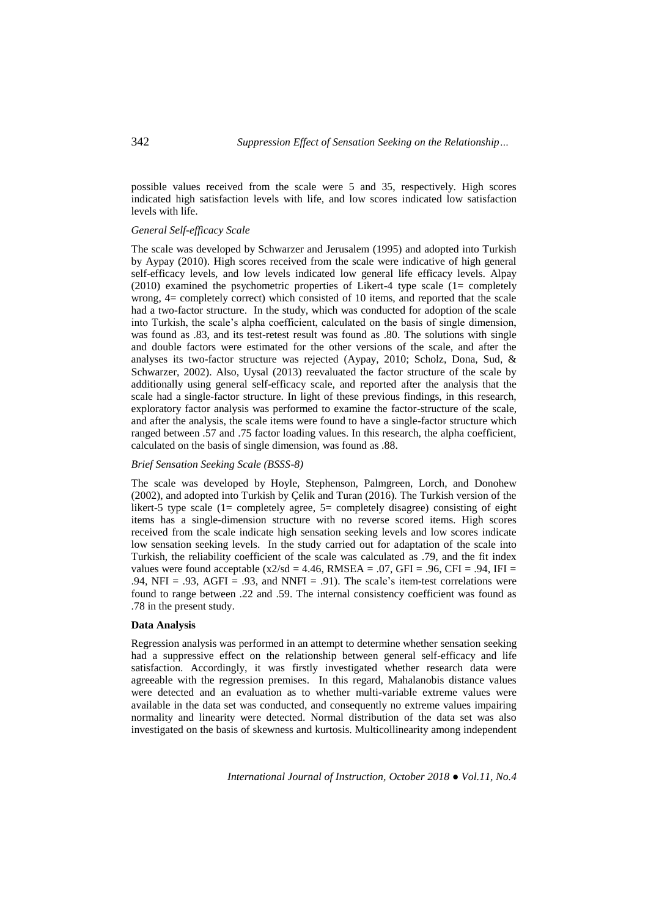possible values received from the scale were 5 and 35, respectively. High scores indicated high satisfaction levels with life, and low scores indicated low satisfaction levels with life.

### *General Self-efficacy Scale*

The scale was developed by Schwarzer and Jerusalem (1995) and adopted into Turkish by Aypay (2010). High scores received from the scale were indicative of high general self-efficacy levels, and low levels indicated low general life efficacy levels. Alpay (2010) examined the psychometric properties of Likert-4 type scale (1= completely wrong, 4= completely correct) which consisted of 10 items, and reported that the scale had a two-factor structure. In the study, which was conducted for adoption of the scale into Turkish, the scale's alpha coefficient, calculated on the basis of single dimension, was found as .83, and its test-retest result was found as .80. The solutions with single and double factors were estimated for the other versions of the scale, and after the analyses its two-factor structure was rejected (Aypay, 2010; Scholz, Dona, Sud, & Schwarzer, 2002). Also, Uysal (2013) reevaluated the factor structure of the scale by additionally using general self-efficacy scale, and reported after the analysis that the scale had a single-factor structure. In light of these previous findings, in this research, exploratory factor analysis was performed to examine the factor-structure of the scale, and after the analysis, the scale items were found to have a single-factor structure which ranged between .57 and .75 factor loading values. In this research, the alpha coefficient, calculated on the basis of single dimension, was found as .88.

### *Brief Sensation Seeking Scale (BSSS-8)*

The scale was developed by Hoyle, Stephenson, Palmgreen, Lorch, and Donohew (2002), and adopted into Turkish by Çelik and Turan (2016). The Turkish version of the likert-5 type scale (1= completely agree, 5= completely disagree) consisting of eight items has a single-dimension structure with no reverse scored items. High scores received from the scale indicate high sensation seeking levels and low scores indicate low sensation seeking levels. In the study carried out for adaptation of the scale into Turkish, the reliability coefficient of the scale was calculated as .79, and the fit index values were found acceptable ($x2/sd = 4.46$, RMSEA = .07, GFI = .96, CFI = .94, IFI = .94, NFI = .93, AGFI = .93, and NNFI = .91). The scale's item-test correlations were found to range between .22 and .59. The internal consistency coefficient was found as .78 in the present study.

### **Data Analysis**

Regression analysis was performed in an attempt to determine whether sensation seeking had a suppressive effect on the relationship between general self-efficacy and life satisfaction. Accordingly, it was firstly investigated whether research data were agreeable with the regression premises. In this regard, Mahalanobis distance values were detected and an evaluation as to whether multi-variable extreme values were available in the data set was conducted, and consequently no extreme values impairing normality and linearity were detected. Normal distribution of the data set was also investigated on the basis of skewness and kurtosis. Multicollinearity among independent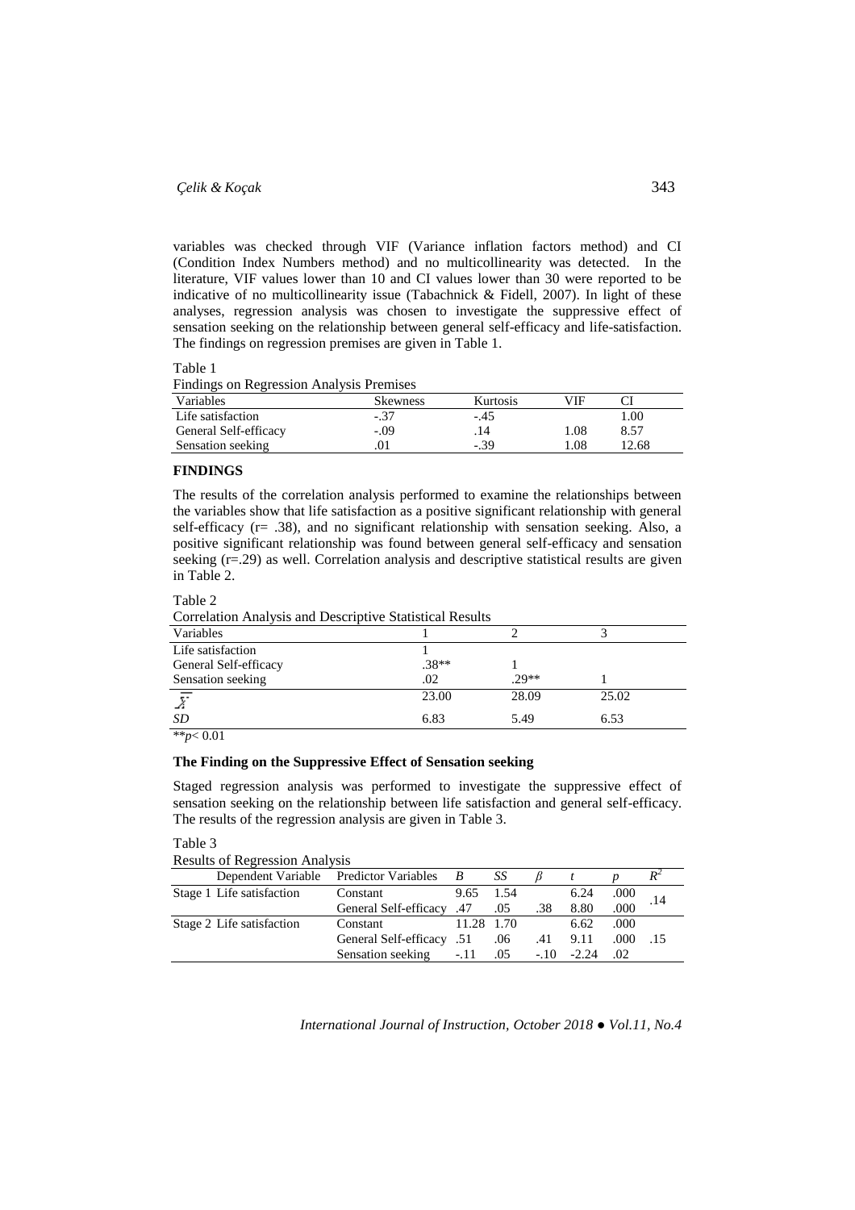variables was checked through VIF (Variance inflation factors method) and CI (Condition Index Numbers method) and no multicollinearity was detected. In the literature, VIF values lower than 10 and CI values lower than 30 were reported to be indicative of no multicollinearity issue (Tabachnick & Fidell, 2007). In light of these analyses, regression analysis was chosen to investigate the suppressive effect of sensation seeking on the relationship between general self-efficacy and life-satisfaction. The findings on regression premises are given in Table 1.

Table 1

Findings on Regression Analysis Premises

| Variables | Skewness | Kurtosis | VIF | CI |
|---|---|---|---|---|
| Life satisfaction | -.37 | -.45 | | 1.00 |
| General Self-efficacy | -.09 | .14 | 1.08 | 8.57 |
| Sensation seeking | .01 | -.39 | 1.08 | 12.68 |

## FINDINGS

The results of the correlation analysis performed to examine the relationships between the variables show that life satisfaction as a positive significant relationship with general self-efficacy (r= .38), and no significant relationship with sensation seeking. Also, a positive significant relationship was found between general self-efficacy and sensation seeking (r=.29) as well. Correlation analysis and descriptive statistical results are given in Table 2.

Table 2

Correlation Analysis and Descriptive Statistical Results

| Variables | 1 | 2 | 3 |
|---|---|---|---|
| Life satisfaction | 1 | | |
| General Self-efficacy | .38** | 1 | |
| Sensation seeking | .02 | .29** | 1 |
| $\bar{X}$ | 23.00 | 28.09 | 25.02 |
| *SD* | 6.83 | 5.49 | 6.53 |

$^{**}p < 0.01$

### The Finding on the Suppressive Effect of Sensation seeking

Staged regression analysis was performed to investigate the suppressive effect of sensation seeking on the relationship between life satisfaction and general self-efficacy. The results of the regression analysis are given in Table 3.

Table 3

Results of Regression Analysis

| | Dependent Variable | Predictor Variables | *B* | *SS* | $\beta$ | *t* | *p* | $R^2$ |
|---|---|---|---|---|---|---|---|---|
| Stage 1 | Life satisfaction | Constant | 9.65 | 1.54 | | 6.24 | .000 | .14 |
| | | General Self-efficacy | .47 | .05 | .38 | 8.80 | .000 | |
| Stage 2 | Life satisfaction | Constant | 11.28 | 1.70 | | 6.62 | .000 | |
| | | General Self-efficacy | .51 | .06 | .41 | 9.11 | .000 | .15 |
| | | Sensation seeking | -.11 | .05 | -.10 | -2.24 | .02 | |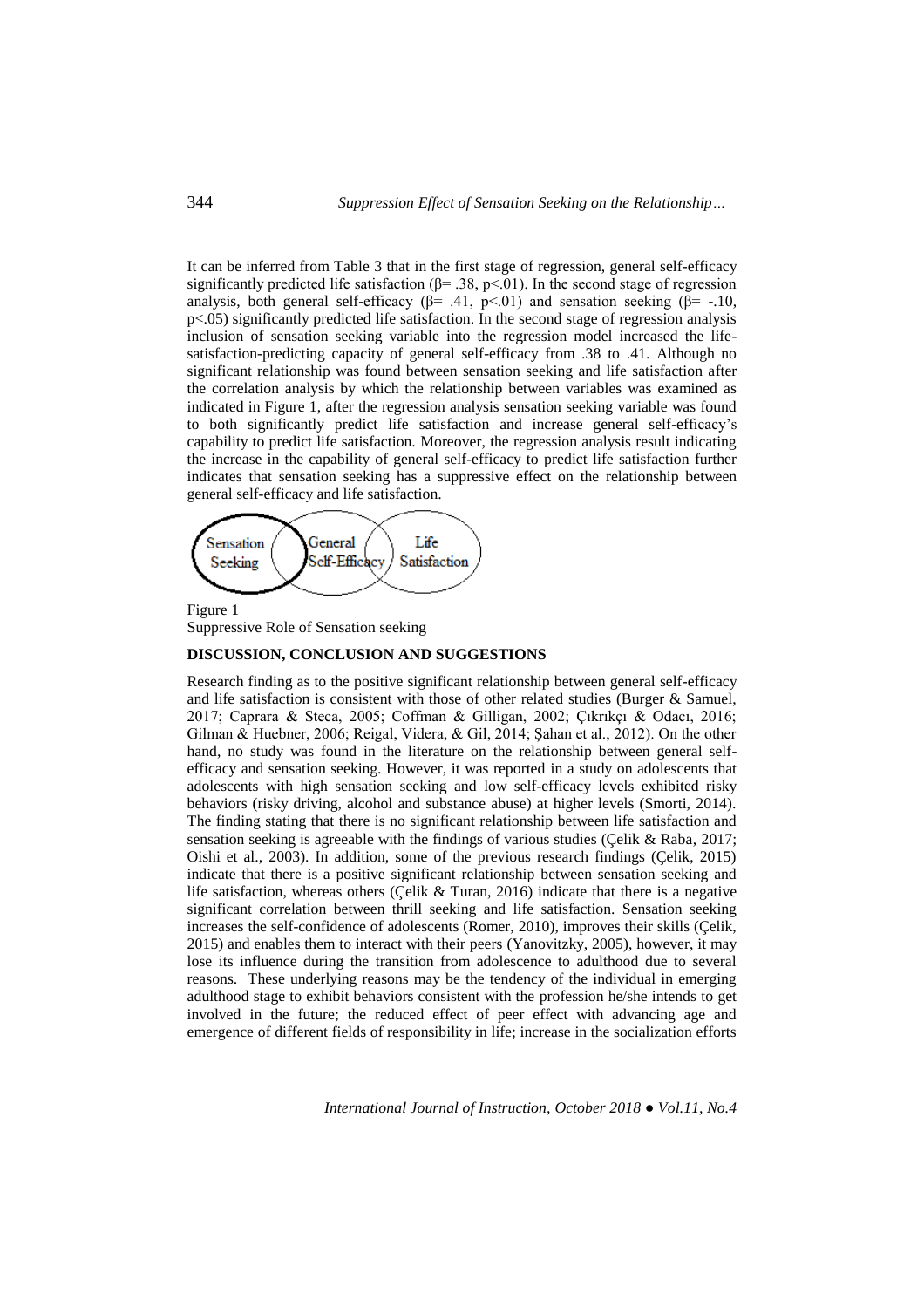It can be inferred from Table 3 that in the first stage of regression, general self-efficacy significantly predicted life satisfaction ($\beta = .38$, $p < .01$). In the second stage of regression analysis, both general self-efficacy ($\beta = .41$, $p < .01$) and sensation seeking ($\beta = -.10$, $p < .05$) significantly predicted life satisfaction. In the second stage of regression analysis inclusion of sensation seeking variable into the regression model increased the life-satisfaction-predicting capacity of general self-efficacy from .38 to .41. Although no significant relationship was found between sensation seeking and life satisfaction after the correlation analysis by which the relationship between variables was examined as indicated in Figure 1, after the regression analysis sensation seeking variable was found to both significantly predict life satisfaction and increase general self-efficacy's capability to predict life satisfaction. Moreover, the regression analysis result indicating the increase in the capability of general self-efficacy to predict life satisfaction further indicates that sensation seeking has a suppressive effect on the relationship between general self-efficacy and life satisfaction.

Sensation Seeking | General Self-Efficacy | Life Satisfaction

Figure 1
Suppressive Role of Sensation seeking

## DISCUSSION, CONCLUSION AND SUGGESTIONS

Research finding as to the positive significant relationship between general self-efficacy and life satisfaction is consistent with those of other related studies (Burger & Samuel, 2017; Caprara & Steca, 2005; Coffman & Gilligan, 2002; Çıkrıkçı & Odacı, 2016; Gilman & Huebner, 2006; Reigal, Videra, & Gil, 2014; Şahan et al., 2012). On the other hand, no study was found in the literature on the relationship between general self-efficacy and sensation seeking. However, it was reported in a study on adolescents that adolescents with high sensation seeking and low self-efficacy levels exhibited risky behaviors (risky driving, alcohol and substance abuse) at higher levels (Smorti, 2014). The finding stating that there is no significant relationship between life satisfaction and sensation seeking is agreeable with the findings of various studies (Çelik & Raba, 2017; Oishi et al., 2003). In addition, some of the previous research findings (Çelik, 2015) indicate that there is a positive significant relationship between sensation seeking and life satisfaction, whereas others (Çelik & Turan, 2016) indicate that there is a negative significant correlation between thrill seeking and life satisfaction. Sensation seeking increases the self-confidence of adolescents (Romer, 2010), improves their skills (Çelik, 2015) and enables them to interact with their peers (Yanovitzky, 2005), however, it may lose its influence during the transition from adolescence to adulthood due to several reasons. These underlying reasons may be the tendency of the individual in emerging adulthood stage to exhibit behaviors consistent with the profession he/she intends to get involved in the future; the reduced effect of peer effect with advancing age and emergence of different fields of responsibility in life; increase in the socialization efforts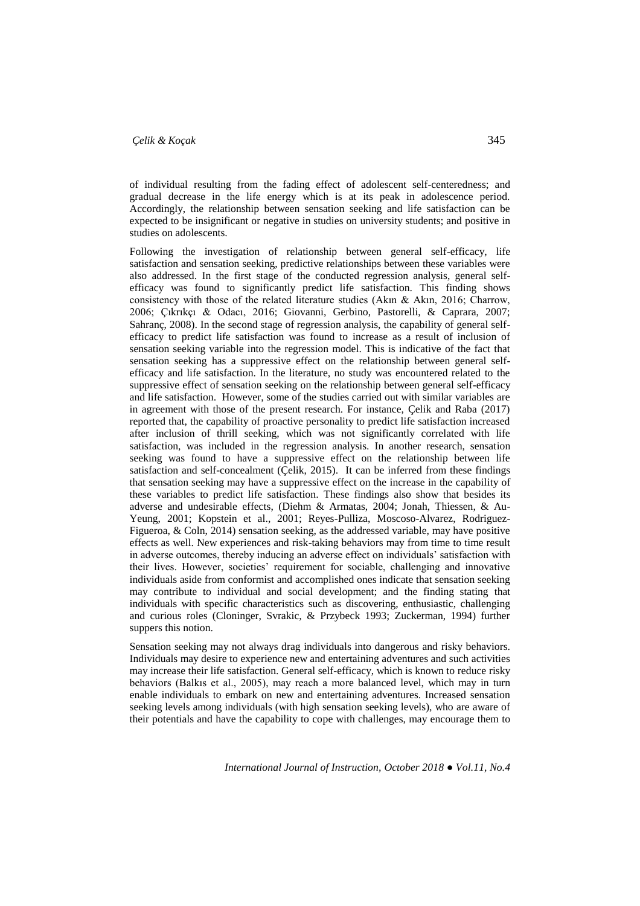of individual resulting from the fading effect of adolescent self-centeredness; and gradual decrease in the life energy which is at its peak in adolescence period. Accordingly, the relationship between sensation seeking and life satisfaction can be expected to be insignificant or negative in studies on university students; and positive in studies on adolescents.

Following the investigation of relationship between general self-efficacy, life satisfaction and sensation seeking, predictive relationships between these variables were also addressed. In the first stage of the conducted regression analysis, general self-efficacy was found to significantly predict life satisfaction. This finding shows consistency with those of the related literature studies (Akın & Akın, 2016; Charrow, 2006; Çıkrıkçı & Odacı, 2016; Giovanni, Gerbino, Pastorelli, & Caprara, 2007; Sahranç, 2008). In the second stage of regression analysis, the capability of general self-efficacy to predict life satisfaction was found to increase as a result of inclusion of sensation seeking variable into the regression model. This is indicative of the fact that sensation seeking has a suppressive effect on the relationship between general self-efficacy and life satisfaction. In the literature, no study was encountered related to the suppressive effect of sensation seeking on the relationship between general self-efficacy and life satisfaction. However, some of the studies carried out with similar variables are in agreement with those of the present research. For instance, Çelik and Raba (2017) reported that, the capability of proactive personality to predict life satisfaction increased after inclusion of thrill seeking, which was not significantly correlated with life satisfaction, was included in the regression analysis. In another research, sensation seeking was found to have a suppressive effect on the relationship between life satisfaction and self-concealment (Çelik, 2015). It can be inferred from these findings that sensation seeking may have a suppressive effect on the increase in the capability of these variables to predict life satisfaction. These findings also show that besides its adverse and undesirable effects, (Diehm & Armatas, 2004; Jonah, Thiessen, & Au-Yeung, 2001; Kopstein et al., 2001; Reyes-Pulliza, Moscoso-Alvarez, Rodriguez-Figueroa, & Coln, 2014) sensation seeking, as the addressed variable, may have positive effects as well. New experiences and risk-taking behaviors may from time to time result in adverse outcomes, thereby inducing an adverse effect on individuals' satisfaction with their lives. However, societies' requirement for sociable, challenging and innovative individuals aside from conformist and accomplished ones indicate that sensation seeking may contribute to individual and social development; and the finding stating that individuals with specific characteristics such as discovering, enthusiastic, challenging and curious roles (Cloninger, Svrakic, & Przybeck 1993; Zuckerman, 1994) further suppers this notion.

Sensation seeking may not always drag individuals into dangerous and risky behaviors. Individuals may desire to experience new and entertaining adventures and such activities may increase their life satisfaction. General self-efficacy, which is known to reduce risky behaviors (Balkıs et al., 2005), may reach a more balanced level, which may in turn enable individuals to embark on new and entertaining adventures. Increased sensation seeking levels among individuals (with high sensation seeking levels), who are aware of their potentials and have the capability to cope with challenges, may encourage them to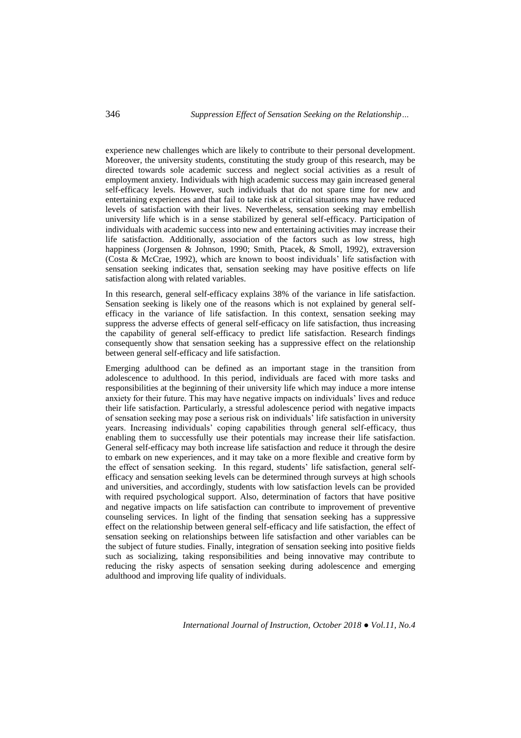experience new challenges which are likely to contribute to their personal development. Moreover, the university students, constituting the study group of this research, may be directed towards sole academic success and neglect social activities as a result of employment anxiety. Individuals with high academic success may gain increased general self-efficacy levels. However, such individuals that do not spare time for new and entertaining experiences and that fail to take risk at critical situations may have reduced levels of satisfaction with their lives. Nevertheless, sensation seeking may embellish university life which is in a sense stabilized by general self-efficacy. Participation of individuals with academic success into new and entertaining activities may increase their life satisfaction. Additionally, association of the factors such as low stress, high happiness (Jorgensen & Johnson, 1990; Smith, Ptacek, & Smoll, 1992), extraversion (Costa & McCrae, 1992), which are known to boost individuals' life satisfaction with sensation seeking indicates that, sensation seeking may have positive effects on life satisfaction along with related variables.

In this research, general self-efficacy explains 38% of the variance in life satisfaction. Sensation seeking is likely one of the reasons which is not explained by general self-efficacy in the variance of life satisfaction. In this context, sensation seeking may suppress the adverse effects of general self-efficacy on life satisfaction, thus increasing the capability of general self-efficacy to predict life satisfaction. Research findings consequently show that sensation seeking has a suppressive effect on the relationship between general self-efficacy and life satisfaction.

Emerging adulthood can be defined as an important stage in the transition from adolescence to adulthood. In this period, individuals are faced with more tasks and responsibilities at the beginning of their university life which may induce a more intense anxiety for their future. This may have negative impacts on individuals' lives and reduce their life satisfaction. Particularly, a stressful adolescence period with negative impacts of sensation seeking may pose a serious risk on individuals' life satisfaction in university years. Increasing individuals' coping capabilities through general self-efficacy, thus enabling them to successfully use their potentials may increase their life satisfaction. General self-efficacy may both increase life satisfaction and reduce it through the desire to embark on new experiences, and it may take on a more flexible and creative form by the effect of sensation seeking. In this regard, students' life satisfaction, general self-efficacy and sensation seeking levels can be determined through surveys at high schools and universities, and accordingly, students with low satisfaction levels can be provided with required psychological support. Also, determination of factors that have positive and negative impacts on life satisfaction can contribute to improvement of preventive counseling services. In light of the finding that sensation seeking has a suppressive effect on the relationship between general self-efficacy and life satisfaction, the effect of sensation seeking on relationships between life satisfaction and other variables can be the subject of future studies. Finally, integration of sensation seeking into positive fields such as socializing, taking responsibilities and being innovative may contribute to reducing the risky aspects of sensation seeking during adolescence and emerging adulthood and improving life quality of individuals.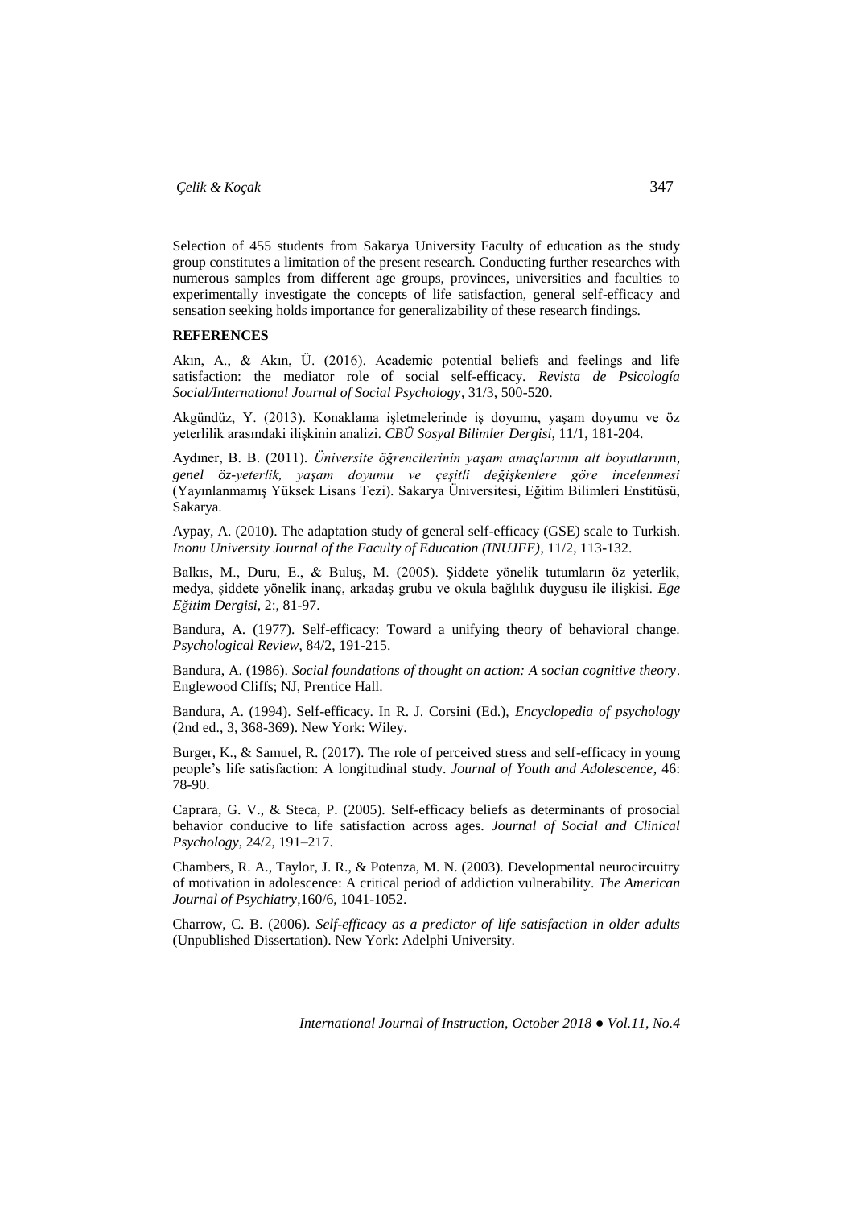Selection of 455 students from Sakarya University Faculty of education as the study group constitutes a limitation of the present research. Conducting further researches with numerous samples from different age groups, provinces, universities and faculties to experimentally investigate the concepts of life satisfaction, general self-efficacy and sensation seeking holds importance for generalizability of these research findings.

## REFERENCES

Akın, A., & Akın, Ü. (2016). Academic potential beliefs and feelings and life satisfaction: the mediator role of social self-efficacy. *Revista de Psicología Social/International Journal of Social Psychology*, 31/3, 500-520.

Akgündüz, Y. (2013). Konaklama işletmelerinde iş doyumu, yaşam doyumu ve öz yeterlilik arasındaki ilişkinin analizi. *CBÜ Sosyal Bilimler Dergisi,* 11/1, 181-204.

Aydıner, B. B. (2011). *Üniversite öğrencilerinin yaşam amaçlarının alt boyutlarının, genel öz-yeterlik, yaşam doyumu ve çeşitli değişkenlere göre incelenmesi* (Yayınlanmamış Yüksek Lisans Tezi). Sakarya Üniversitesi, Eğitim Bilimleri Enstitüsü, Sakarya.

Aypay, A. (2010). The adaptation study of general self-efficacy (GSE) scale to Turkish. *Inonu University Journal of the Faculty of Education (INUJFE)*, 11/2, 113-132.

Balkıs, M., Duru, E., & Buluş, M. (2005). Şiddete yönelik tutumların öz yeterlik, medya, şiddete yönelik inanç, arkadaş grubu ve okula bağlılık duygusu ile ilişkisi. *Ege Eğitim Dergisi*, 2:, 81-97.

Bandura, A. (1977). Self-efficacy: Toward a unifying theory of behavioral change. *Psychological Review*, 84/2, 191-215.

Bandura, A. (1986). *Social foundations of thought on action: A socian cognitive theory*. Englewood Cliffs; NJ, Prentice Hall.

Bandura, A. (1994). Self-efficacy. In R. J. Corsini (Ed.), *Encyclopedia of psychology* (2nd ed., 3, 368-369). New York: Wiley.

Burger, K., & Samuel, R. (2017). The role of perceived stress and self-efficacy in young people's life satisfaction: A longitudinal study. *Journal of Youth and Adolescence*, 46: 78-90.

Caprara, G. V., & Steca, P. (2005). Self-efficacy beliefs as determinants of prosocial behavior conducive to life satisfaction across ages. *Journal of Social and Clinical Psychology*, 24/2, 191–217.

Chambers, R. A., Taylor, J. R., & Potenza, M. N. (2003). Developmental neurocircuitry of motivation in adolescence: A critical period of addiction vulnerability. *The American Journal of Psychiatry*,160/6, 1041-1052.

Charrow, C. B. (2006). *Self-efficacy as a predictor of life satisfaction in older adults* (Unpublished Dissertation). New York: Adelphi University.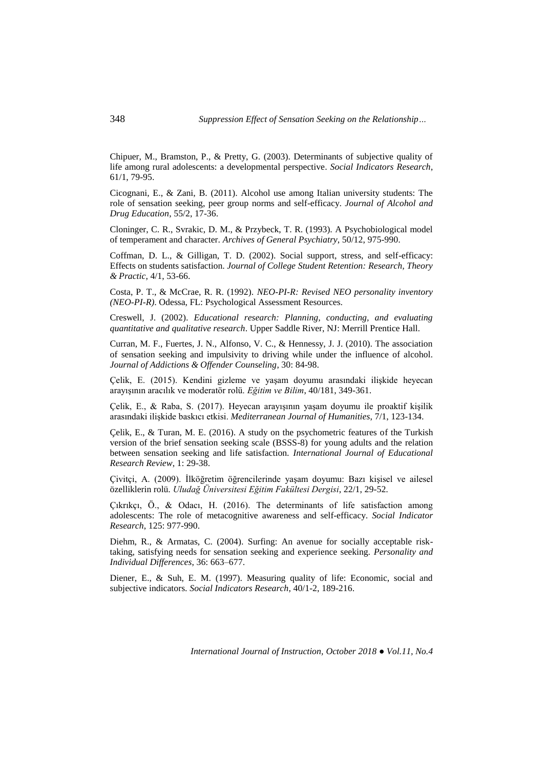Chipuer, M., Bramston, P., & Pretty, G. (2003). Determinants of subjective quality of life among rural adolescents: a developmental perspective. *Social Indicators Research*, 61/1, 79-95.

Cicognani, E., & Zani, B. (2011). Alcohol use among Italian university students: The role of sensation seeking, peer group norms and self-efficacy. *Journal of Alcohol and Drug Education*, 55/2, 17-36.

Cloninger, C. R., Svrakic, D. M., & Przybeck, T. R. (1993). A Psychobiological model of temperament and character. *Archives of General Psychiatry*, 50/12, 975-990.

Coffman, D. L., & Gilligan, T. D. (2002). Social support, stress, and self-efficacy: Effects on students satisfaction. *Journal of College Student Retention: Research, Theory & Practic*, 4/1, 53-66.

Costa, P. T., & McCrae, R. R. (1992). *NEO-PI-R: Revised NEO personality inventory (NEO-PI-R)*. Odessa, FL: Psychological Assessment Resources.

Creswell, J. (2002). *Educational research: Planning, conducting, and evaluating quantitative and qualitative research*. Upper Saddle River, NJ: Merrill Prentice Hall.

Curran, M. F., Fuertes, J. N., Alfonso, V. C., & Hennessy, J. J. (2010). The association of sensation seeking and impulsivity to driving while under the influence of alcohol. *Journal of Addictions & Offender Counseling*, 30: 84-98.

Çelik, E. (2015). Kendini gizleme ve yaşam doyumu arasındaki ilişkide heyecan arayışının aracılık ve moderatör rolü. *Eğitim ve Bilim*, 40/181, 349-361.

Çelik, E., & Raba, S. (2017). Heyecan arayışının yaşam doyumu ile proaktif kişilik arasındaki ilişkide baskıcı etkisi. *Mediterranean Journal of Humanities*, 7/1, 123-134.

Çelik, E., & Turan, M. E. (2016). A study on the psychometric features of the Turkish version of the brief sensation seeking scale (BSSS-8) for young adults and the relation between sensation seeking and life satisfaction. *International Journal of Educational Research Review*, 1: 29-38.

Çivitçi, A. (2009). İlköğretim öğrencilerinde yaşam doyumu: Bazı kişisel ve ailesel özelliklerin rolü. *Uludağ Üniversitesi Eğitim Fakültesi Dergisi*, 22/1, 29-52.

Çıkrıkçı, Ö., & Odacı, H. (2016). The determinants of life satisfaction among adolescents: The role of metacognitive awareness and self-efficacy. *Social Indicator Research*, 125: 977-990.

Diehm, R., & Armatas, C. (2004). Surfing: An avenue for socially acceptable risk-taking, satisfying needs for sensation seeking and experience seeking. *Personality and Individual Differences*, 36: 663–677.

Diener, E., & Suh, E. M. (1997). Measuring quality of life: Economic, social and subjective indicators. *Social Indicators Research*, 40/1-2, 189-216.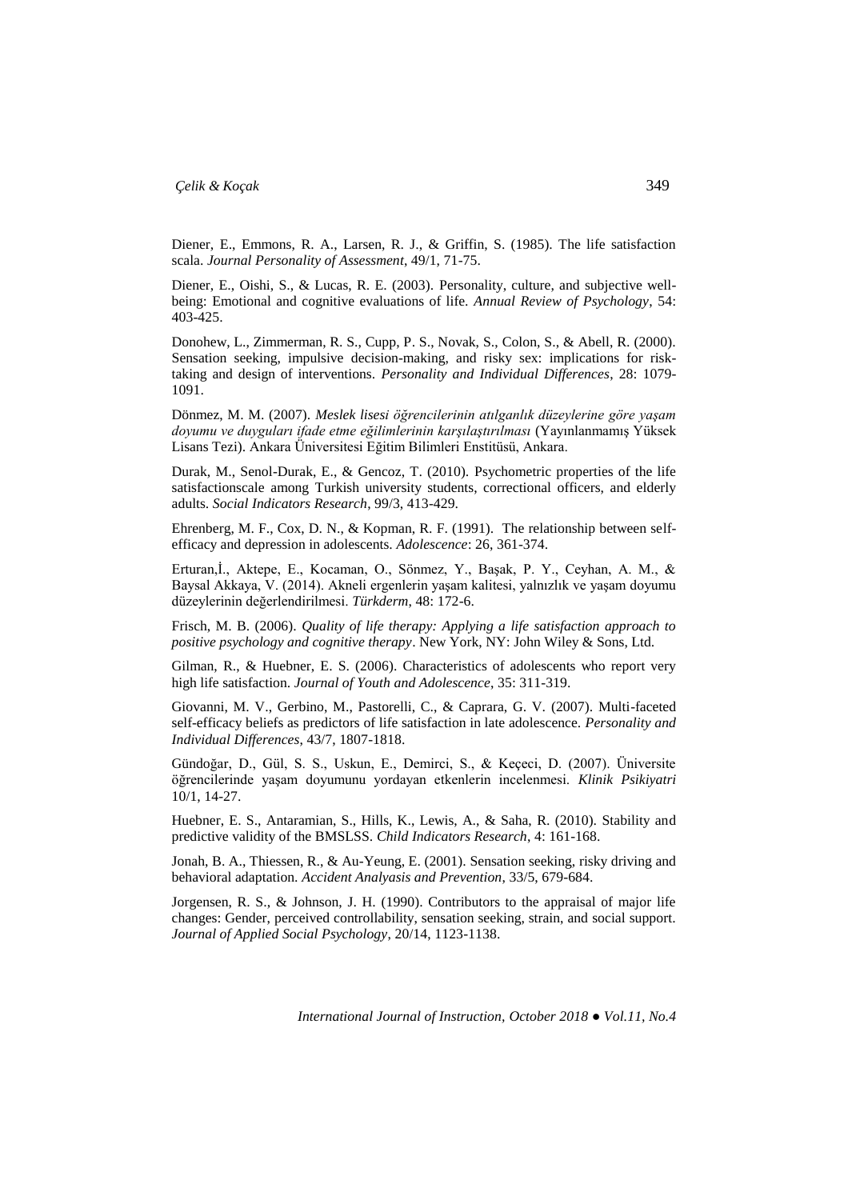Diener, E., Emmons, R. A., Larsen, R. J., & Griffin, S. (1985). The life satisfaction scala. *Journal Personality of Assessment*, 49/1, 71-75.

Diener, E., Oishi, S., & Lucas, R. E. (2003). Personality, culture, and subjective well-being: Emotional and cognitive evaluations of life. *Annual Review of Psychology*, 54: 403-425.

Donohew, L., Zimmerman, R. S., Cupp, P. S., Novak, S., Colon, S., & Abell, R. (2000). Sensation seeking, impulsive decision-making, and risky sex: implications for risk-taking and design of interventions. *Personality and Individual Differences*, 28: 1079-1091.

Dönmez, M. M. (2007). *Meslek lisesi öğrencilerinin atılganlık düzeylerine göre yaşam doyumu ve duyguları ifade etme eğilimlerinin karşılaştırılması* (Yayınlanmamış Yüksek Lisans Tezi). Ankara Üniversitesi Eğitim Bilimleri Enstitüsü, Ankara.

Durak, M., Senol-Durak, E., & Gencoz, T. (2010). Psychometric properties of the life satisfactionscale among Turkish university students, correctional officers, and elderly adults. *Social Indicators Research*, 99/3, 413-429.

Ehrenberg, M. F., Cox, D. N., & Kopman, R. F. (1991). The relationship between self-efficacy and depression in adolescents. *Adolescence*: 26, 361-374.

Erturan,İ., Aktepe, E., Kocaman, O., Sönmez, Y., Başak, P. Y., Ceyhan, A. M., & Baysal Akkaya, V. (2014). Akneli ergenlerin yaşam kalitesi, yalnızlık ve yaşam doyumu düzeylerinin değerlendirilmesi. *Türkderm*, 48: 172-6.

Frisch, M. B. (2006). *Quality of life therapy: Applying a life satisfaction approach to positive psychology and cognitive therapy*. New York, NY: John Wiley & Sons, Ltd.

Gilman, R., & Huebner, E. S. (2006). Characteristics of adolescents who report very high life satisfaction. *Journal of Youth and Adolescence*, 35: 311-319.

Giovanni, M. V., Gerbino, M., Pastorelli, C., & Caprara, G. V. (2007). Multi-faceted self-efficacy beliefs as predictors of life satisfaction in late adolescence. *Personality and Individual Differences*, 43/7, 1807-1818.

Gündoğar, D., Gül, S. S., Uskun, E., Demirci, S., & Keçeci, D. (2007). Üniversite öğrencilerinde yaşam doyumunu yordayan etkenlerin incelenmesi. *Klinik Psikiyatri* 10/1, 14-27.

Huebner, E. S., Antaramian, S., Hills, K., Lewis, A., & Saha, R. (2010). Stability and predictive validity of the BMSLSS. *Child Indicators Research*, 4: 161-168.

Jonah, B. A., Thiessen, R., & Au-Yeung, E. (2001). Sensation seeking, risky driving and behavioral adaptation. *Accident Analyasis and Prevention*, 33/5, 679-684.

Jorgensen, R. S., & Johnson, J. H. (1990). Contributors to the appraisal of major life changes: Gender, perceived controllability, sensation seeking, strain, and social support. *Journal of Applied Social Psychology*, 20/14, 1123-1138.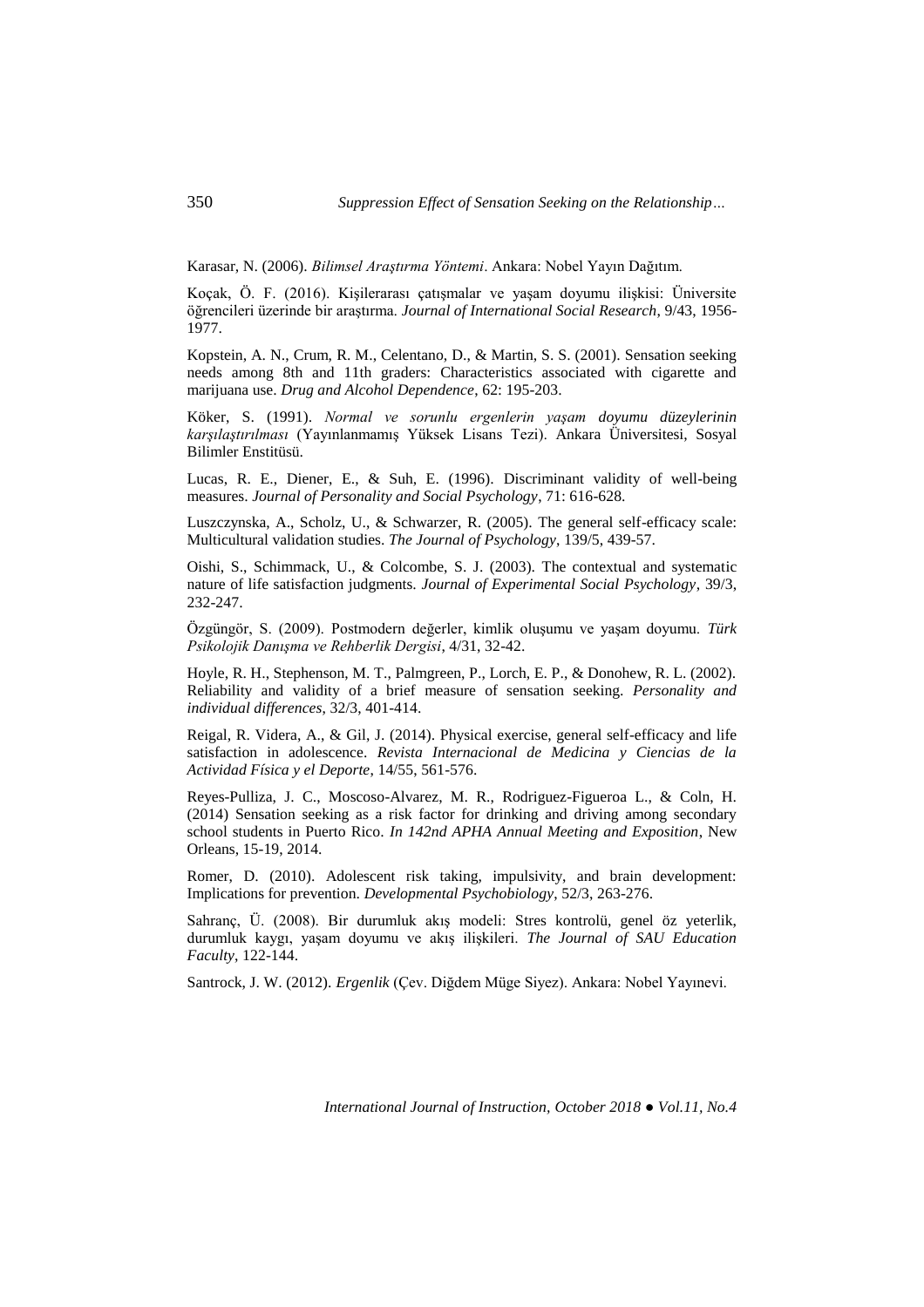Karasar, N. (2006). *Bilimsel Araştırma Yöntemi*. Ankara: Nobel Yayın Dağıtım.

Koçak, Ö. F. (2016). Kişilerarası çatışmalar ve yaşam doyumu ilişkisi: Üniversite öğrencileri üzerinde bir araştırma. *Journal of International Social Research*, 9/43, 1956-1977.

Kopstein, A. N., Crum, R. M., Celentano, D., & Martin, S. S. (2001). Sensation seeking needs among 8th and 11th graders: Characteristics associated with cigarette and marijuana use. *Drug and Alcohol Dependence*, 62: 195-203.

Köker, S. (1991). *Normal ve sorunlu ergenlerin yaşam doyumu düzeylerinin karşılaştırılması* (Yayınlanmamış Yüksek Lisans Tezi). Ankara Üniversitesi, Sosyal Bilimler Enstitüsü.

Lucas, R. E., Diener, E., & Suh, E. (1996). Discriminant validity of well-being measures. *Journal of Personality and Social Psychology*, 71: 616-628.

Luszczynska, A., Scholz, U., & Schwarzer, R. (2005). The general self-efficacy scale: Multicultural validation studies. *The Journal of Psychology*, 139/5, 439-57.

Oishi, S., Schimmack, U., & Colcombe, S. J. (2003). The contextual and systematic nature of life satisfaction judgments. *Journal of Experimental Social Psychology*, 39/3, 232-247.

Özgüngör, S. (2009). Postmodern değerler, kimlik oluşumu ve yaşam doyumu. *Türk Psikolojik Danışma ve Rehberlik Dergisi*, 4/31, 32-42.

Hoyle, R. H., Stephenson, M. T., Palmgreen, P., Lorch, E. P., & Donohew, R. L. (2002). Reliability and validity of a brief measure of sensation seeking. *Personality and individual differences*, 32/3, 401-414.

Reigal, R. Videra, A., & Gil, J. (2014). Physical exercise, general self-efficacy and life satisfaction in adolescence. *Revista Internacional de Medicina y Ciencias de la Actividad Física y el Deporte*, 14/55, 561-576.

Reyes-Pulliza, J. C., Moscoso-Alvarez, M. R., Rodriguez-Figueroa L., & Coln, H. (2014) Sensation seeking as a risk factor for drinking and driving among secondary school students in Puerto Rico. *In 142nd APHA Annual Meeting and Exposition*, New Orleans, 15-19, 2014.

Romer, D. (2010). Adolescent risk taking, impulsivity, and brain development: Implications for prevention. *Developmental Psychobiology*, 52/3, 263-276.

Sahranç, Ü. (2008). Bir durumluk akış modeli: Stres kontrolü, genel öz yeterlik, durumluk kaygı, yaşam doyumu ve akış ilişkileri. *The Journal of SAU Education Faculty*, 122-144.

Santrock, J. W. (2012). *Ergenlik* (Çev. Diğdem Müge Siyez). Ankara: Nobel Yayınevi.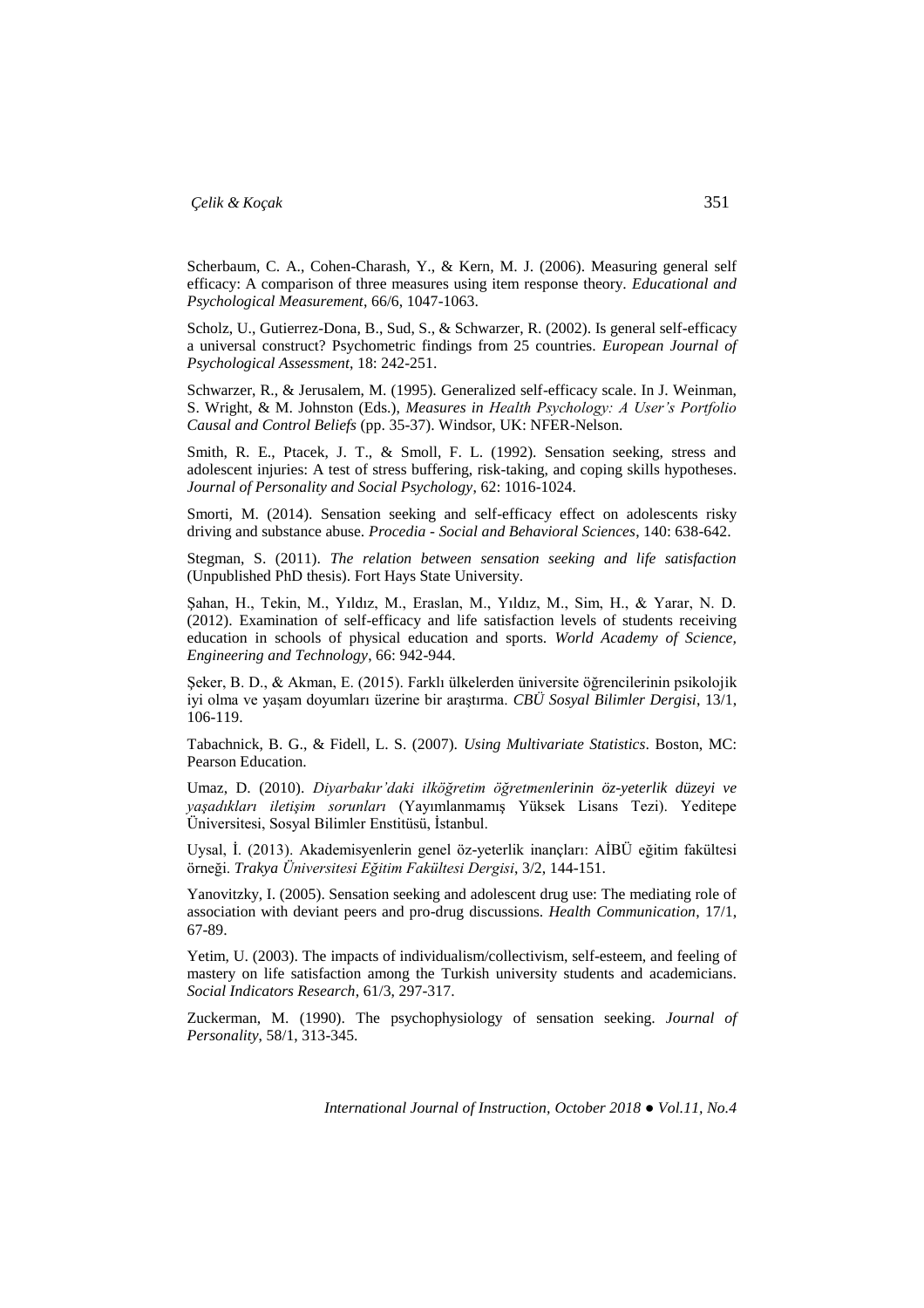Scherbaum, C. A., Cohen-Charash, Y., & Kern, M. J. (2006). Measuring general self efficacy: A comparison of three measures using item response theory. *Educational and Psychological Measurement*, 66/6, 1047-1063.

Scholz, U., Gutierrez-Dona, B., Sud, S., & Schwarzer, R. (2002). Is general self-efficacy a universal construct? Psychometric findings from 25 countries. *European Journal of Psychological Assessment*, 18: 242-251.

Schwarzer, R., & Jerusalem, M. (1995). Generalized self-efficacy scale. In J. Weinman, S. Wright, & M. Johnston (Eds.), *Measures in Health Psychology: A User's Portfolio Causal and Control Beliefs* (pp. 35-37). Windsor, UK: NFER-Nelson.

Smith, R. E., Ptacek, J. T., & Smoll, F. L. (1992). Sensation seeking, stress and adolescent injuries: A test of stress buffering, risk-taking, and coping skills hypotheses. *Journal of Personality and Social Psychology*, 62: 1016-1024.

Smorti, M. (2014). Sensation seeking and self-efficacy effect on adolescents risky driving and substance abuse. *Procedia - Social and Behavioral Sciences*, 140: 638-642.

Stegman, S. (2011). *The relation between sensation seeking and life satisfaction* (Unpublished PhD thesis). Fort Hays State University.

Şahan, H., Tekin, M., Yıldız, M., Eraslan, M., Yıldız, M., Sim, H., & Yarar, N. D. (2012). Examination of self-efficacy and life satisfaction levels of students receiving education in schools of physical education and sports. *World Academy of Science, Engineering and Technology*, 66: 942-944.

Şeker, B. D., & Akman, E. (2015). Farklı ülkelerden üniversite öğrencilerinin psikolojik iyi olma ve yaşam doyumları üzerine bir araştırma. *CBÜ Sosyal Bilimler Dergisi*, 13/1, 106-119.

Tabachnick, B. G., & Fidell, L. S. (2007). *Using Multivariate Statistics*. Boston, MC: Pearson Education.

Umaz, D. (2010). *Diyarbakır'daki ilköğretim öğretmenlerinin öz-yeterlik düzeyi ve yaşadıkları iletişim sorunları* (Yayımlanmamış Yüksek Lisans Tezi). Yeditepe Üniversitesi, Sosyal Bilimler Enstitüsü, İstanbul.

Uysal, İ. (2013). Akademisyenlerin genel öz-yeterlik inançları: AİBÜ eğitim fakültesi örneği. *Trakya Üniversitesi Eğitim Fakültesi Dergisi*, 3/2, 144-151.

Yanovitzky, I. (2005). Sensation seeking and adolescent drug use: The mediating role of association with deviant peers and pro-drug discussions. *Health Communication*, 17/1, 67-89.

Yetim, U. (2003). The impacts of individualism/collectivism, self-esteem, and feeling of mastery on life satisfaction among the Turkish university students and academicians. *Social Indicators Research*, 61/3, 297-317.

Zuckerman, M. (1990). The psychophysiology of sensation seeking. *Journal of Personality*, 58/1, 313-345.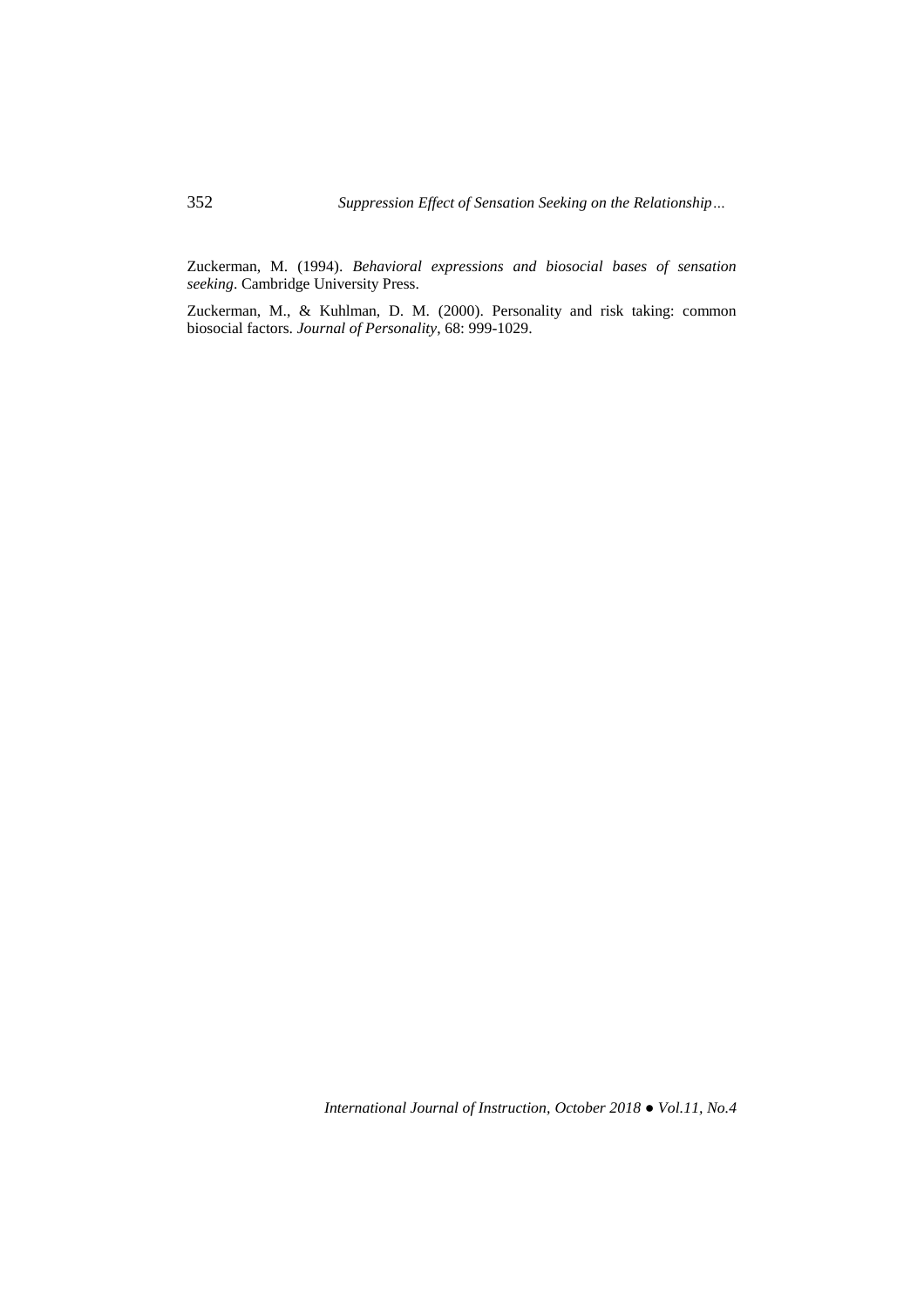Zuckerman, M. (1994). *Behavioral expressions and biosocial bases of sensation seeking*. Cambridge University Press.

Zuckerman, M., & Kuhlman, D. M. (2000). Personality and risk taking: common biosocial factors. *Journal of Personality*, 68: 999-1029.